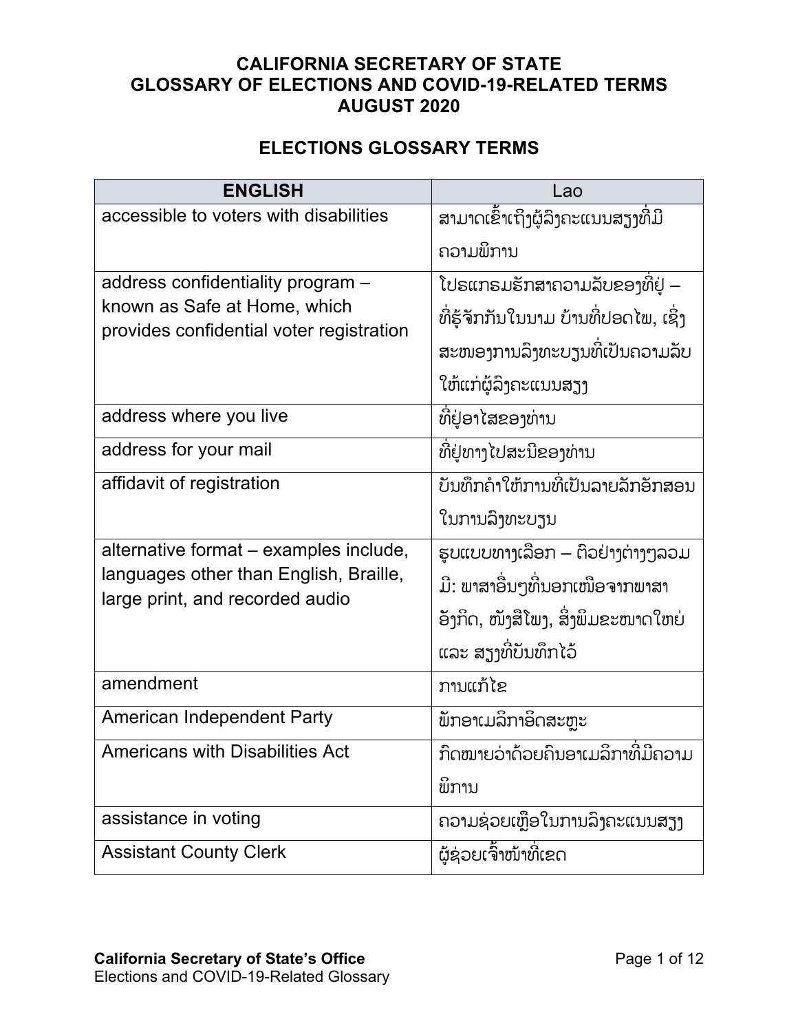# CALIFORNIA SECRETARY OF STATE
# GLOSSARY OF ELECTIONS AND COVID-19-RELATED TERMS
# AUGUST 2020

## ELECTIONS GLOSSARY TERMS

| ENGLISH | Lao |
| --- | --- |
| accessible to voters with disabilities | ສາມາດເຂົ້າເຖິງຜູ້ລົງຄະແນນສຽງທີ່ມີຄວາມພິການ |
| address confidentiality program – known as Safe at Home, which provides confidential voter registration | ໂປຣແກຣມຮັກສາຄວາມລັບຂອງທີ່ຢູ່ – ທີ່ຮູ້ຈັກກັນໃນນາມ ບ້ານທີ່ປອດໄພ, ເຊິ່ງສະໜອງການລົງທະບຽນທີ່ເປັນຄວາມລັບໃຫ້ແກ່ຜູ້ລົງຄະແນນສຽງ |
| address where you live | ທີ່ຢູ່ອາໄສຂອງທ່ານ |
| address for your mail | ທີ່ຢູ່ທາງໄປສະນີຂອງທ່ານ |
| affidavit of registration | ບັນທຶກຄຳໃຫ້ການທີ່ເປັນລາຍລັກອັກສອນໃນການລົງທະບຽນ |
| alternative format – examples include, languages other than English, Braille, large print, and recorded audio | ຮູບແບບທາງເລືອກ – ຕົວຢ່າງຕ່າງໆລວມມີ: ພາສາອື່ນໆທີ່ນອກເໜືອຈາກພາສາອັງກິດ, ໜັງສືໂພງ, ສິ່ງພິມຂະໜາດໃຫຍ່ ແລະ ສຽງທີ່ບັນທຶກໄວ້ |
| amendment | ການແກ້ໄຂ |
| American Independent Party | ພັກອາເມລິກາອິດສະຫຼະ |
| Americans with Disabilities Act | ກົດໝາຍວ່າດ້ວຍຄົນອາເມລິກາທີ່ມີຄວາມພິການ |
| assistance in voting | ຄວາມຊ່ວຍເຫຼືອໃນການລົງຄະແນນສຽງ |
| Assistant County Clerk | ຜູ້ຊ່ວຍເຈົ້າໜ້າທີ່ເຂດ |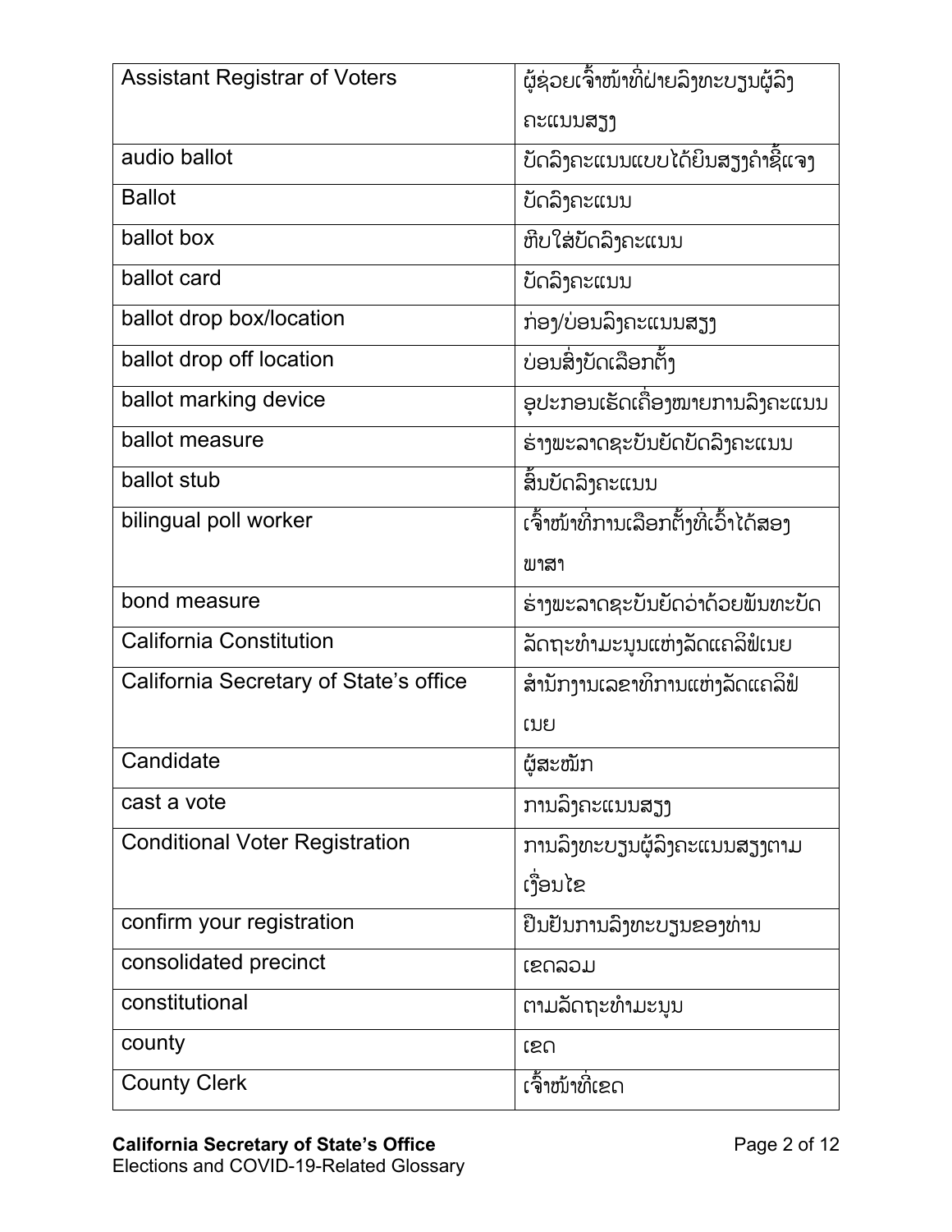| Assistant Registrar of Voters | ຜູ້ຊ່ວຍເຈົ້າໜ້າທີ່ຝ່າຍລົງທະບຽນຜູ້ລົງຄະແນນສຽງ |
|---|---|
| audio ballot | ບັດລົງຄະແນນແບບໄດ້ຍິນສຽງຄຳຊີ້ແຈງ |
| Ballot | ບັດລົງຄະແນນ |
| ballot box | ຫີບໃສ່ບັດລົງຄະແນນ |
| ballot card | ບັດລົງຄະແນນ |
| ballot drop box/location | ກ່ອງ/ບ່ອນລົງຄະແນນສຽງ |
| ballot drop off location | ບ່ອນສົ່ງບັດເລືອກຕັ້ງ |
| ballot marking device | ອຸປະກອນເຮັດເຄື່ອງໝາຍການລົງຄະແນນ |
| ballot measure | ຮ່າງພະລາດຊະບັນຍັດບັດລົງຄະແນນ |
| ballot stub | ສິ້ນບັດລົງຄະແນນ |
| bilingual poll worker | ເຈົ້າໜ້າທີ່ການເລືອກຕັ້ງທີ່ເວົ້າໄດ້ສອງພາສາ |
| bond measure | ຮ່າງພະລາດຊະບັນຍັດວ່າດ້ວຍພັນທະບັດ |
| California Constitution | ລັດຖະທຳມະນູນແຫ່ງລັດແຄລີຟໍເນຍ |
| California Secretary of State's office | ສຳນັກງານເລຂາທິການແຫ່ງລັດແຄລີຟໍເນຍ |
| Candidate | ຜູ້ສະໝັກ |
| cast a vote | ການລົງຄະແນນສຽງ |
| Conditional Voter Registration | ການລົງທະບຽນຜູ້ລົງຄະແນນສຽງຕາມເງື່ອນໄຂ |
| confirm your registration | ຢືນຢັນການລົງທະບຽນຂອງທ່ານ |
| consolidated precinct | ເຂດລວມ |
| constitutional | ຕາມລັດຖະທຳມະນູນ |
| county | ເຂດ |
| County Clerk | ເຈົ້າໜ້າທີ່ເຂດ |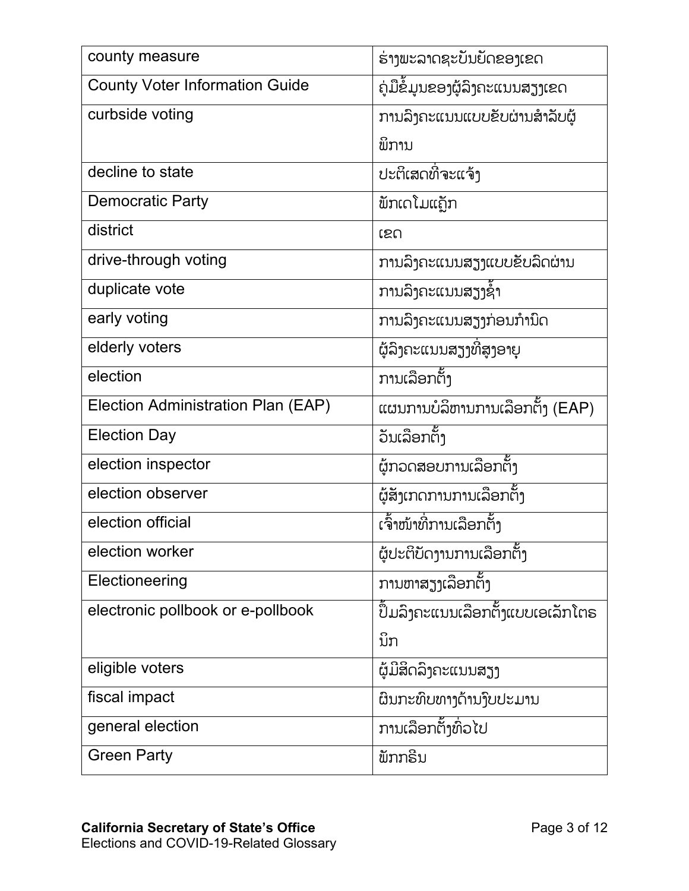| county measure | ຮ່າງພະລາດຊະບັນຍັດຂອງເຂດ |
|---|---|
| County Voter Information Guide | ຄູ່ມືຂໍ້ມູນຂອງຜູ້ລົງຄະແນນສຽງເຂດ |
| curbside voting | ການລົງຄະແນນແບບຂັບຜ່ານສໍາລັບຜູ້ພິການ |
| decline to state | ປະຕິເສດທີ່ຈະແຈ້ງ |
| Democratic Party | ພັກເດໂມແຄຼັກ |
| district | ເຂດ |
| drive-through voting | ການລົງຄະແນນສຽງແບບຂັບລົດຜ່ານ |
| duplicate vote | ການລົງຄະແນນສຽງຊໍ້າ |
| early voting | ການລົງຄະແນນສຽງກ່ອນກໍານົດ |
| elderly voters | ຜູ້ລົງຄະແນນສຽງທີ່ສູງອາຍຸ |
| election | ການເລືອກຕັ້ງ |
| Election Administration Plan (EAP) | ແຜນການບໍລິຫານການເລືອກຕັ້ງ (EAP) |
| Election Day | ວັນເລືອກຕັ້ງ |
| election inspector | ຜູ້ກວດສອບການເລືອກຕັ້ງ |
| election observer | ຜູ້ສັງເກດການການເລືອກຕັ້ງ |
| election official | ເຈົ້າໜ້າທີ່ການເລືອກຕັ້ງ |
| election worker | ຜູ້ປະຕິບັດງານການເລືອກຕັ້ງ |
| Electioneering | ການຫາສຽງເລືອກຕັ້ງ |
| electronic pollbook or e-pollbook | ປຶ້ມລົງຄະແນນເລືອກຕັ້ງແບບເອເລັກໂຕຣນິກ |
| eligible voters | ຜູ້ມີສິດລົງຄະແນນສຽງ |
| fiscal impact | ຜົນກະທົບທາງດ້ານງົບປະມານ |
| general election | ການເລືອກຕັ້ງທົ່ວໄປ |
| Green Party | ພັກກຣີນ |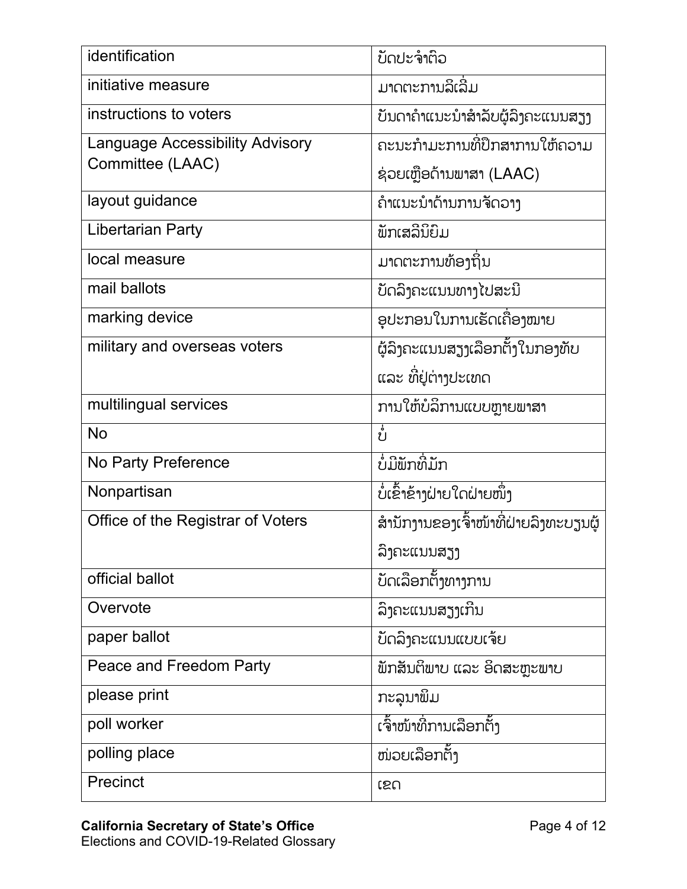| | |
|---|---|
| identification | ບັດປະຈຳຕົວ |
| initiative measure | ມາດຕະການລິເລີ່ມ |
| instructions to voters | ບັນດາຄຳແນະນຳສຳລັບຜູ້ລົງຄະແນນສຽງ |
| Language Accessibility Advisory Committee (LAAC) | ຄະນະກຳມະການທີ່ປຶກສາການໃຫ້ຄວາມຊ່ວຍເຫຼືອດ້ານພາສາ (LAAC) |
| layout guidance | ຄຳແນະນຳດ້ານການຈັດວາງ |
| Libertarian Party | ພັກເສລີນິຍົມ |
| local measure | ມາດຕະການທ້ອງຖິ່ນ |
| mail ballots | ບັດລົງຄະແນນທາງໄປສະນີ |
| marking device | ອຸປະກອນໃນການເຮັດເຄື່ອງໝາຍ |
| military and overseas voters | ຜູ້ລົງຄະແນນສຽງເລືອກຕັ້ງໃນກອງທັບ ແລະ ທີ່ຢູ່ຕ່າງປະເທດ |
| multilingual services | ການໃຫ້ບໍລິການແບບຫຼາຍພາສາ |
| No | ບໍ່ |
| No Party Preference | ບໍ່ມີພັກທີ່ມັກ |
| Nonpartisan | ບໍ່ເຂົ້າຂ້າງຝ່າຍໃດຝ່າຍໜຶ່ງ |
| Office of the Registrar of Voters | ສຳນັກງານຂອງເຈົ້າໜ້າທີ່ຝ່າຍລົງທະບຽນຜູ້ລົງຄະແນນສຽງ |
| official ballot | ບັດເລືອກຕັ້ງທາງການ |
| Overvote | ລົງຄະແນນສຽງເກີນ |
| paper ballot | ບັດລົງຄະແນນແບບເຈ້ຍ |
| Peace and Freedom Party | ພັກສັນຕິພາບ ແລະ ອິດສະຫຼະພາບ |
| please print | ກະລຸນາພິມ |
| poll worker | ເຈົ້າໜ້າທີ່ການເລືອກຕັ້ງ |
| polling place | ໜ່ວຍເລືອກຕັ້ງ |
| Precinct | ເຂດ |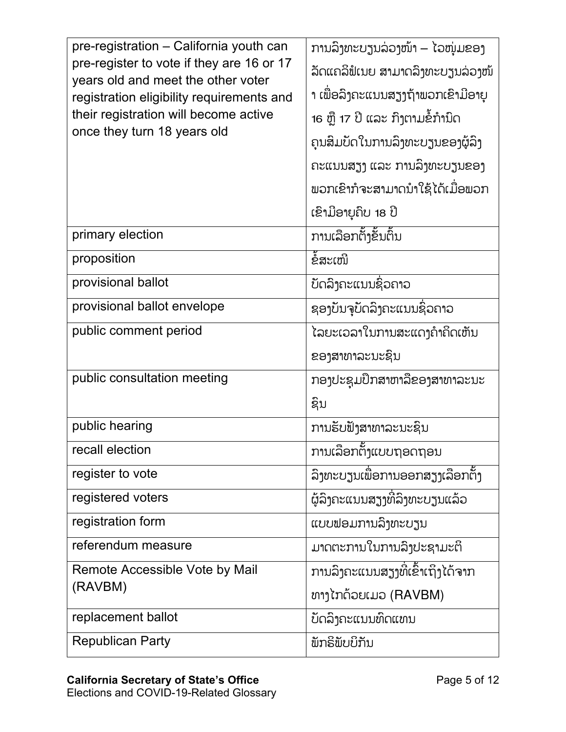| | |
|---|---|
| pre-registration – California youth can pre-register to vote if they are 16 or 17 years old and meet the other voter registration eligibility requirements and their registration will become active once they turn 18 years old | ການລົງທະບຽນລ່ວງໜ້າ – ໄວໜຸ່ມຂອງລັດແຄລິຟໍເນຍ ສາມາດລົງທະບຽນລ່ວງໜ້າ ເພື່ອລົງຄະແນນສຽງຖ້າພວກເຂົາມີອາຍຸ 16 ຫຼື 17 ປີ ແລະ ກົງຕາມຂໍ້ກຳນົດຄຸນສົມບັດໃນການລົງທະບຽນຂອງຜູ້ລົງຄະແນນສຽງ ແລະ ການລົງທະບຽນຂອງພວກເຂົາກໍຈະສາມາດນຳໃຊ້ໄດ້ເມື່ອພວກເຂົາມີອາຍຸຄົບ 18 ປີ |
| primary election | ການເລືອກຕັ້ງຂັ້ນຕົ້ນ |
| proposition | ຂໍ້ສະເໜີ |
| provisional ballot | ບັດລົງຄະແນນຊົ່ວຄາວ |
| provisional ballot envelope | ຊອງບັນຈຸບັດລົງຄະແນນຊົ່ວຄາວ |
| public comment period | ໄລຍະເວລາໃນການສະແດງຄຳຄິດເຫັນຂອງສາທາລະນະຊົນ |
| public consultation meeting | ກອງປະຊຸມປຶກສາຫາລືຂອງສາທາລະນະຊົນ |
| public hearing | ການຮັບຟັງສາທາລະນະຊົນ |
| recall election | ການເລືອກຕັ້ງແບບຖອດຖອນ |
| register to vote | ລົງທະບຽນເພື່ອການອອກສຽງເລືອກຕັ້ງ |
| registered voters | ຜູ້ລົງຄະແນນສຽງທີ່ລົງທະບຽນແລ້ວ |
| registration form | ແບບຟອມການລົງທະບຽນ |
| referendum measure | ມາດຕະການໃນການລົງປະຊາມະຕິ |
| Remote Accessible Vote by Mail (RAVBM) | ການລົງຄະແນນສຽງທີ່ເຂົ້າເຖິງໄດ້ຈາກທາງໄກດ້ວຍເມວ (RAVBM) |
| replacement ballot | ບັດລົງຄະແນນທົດແທນ |
| Republican Party | ພັກຣີພັບບລີກັນ |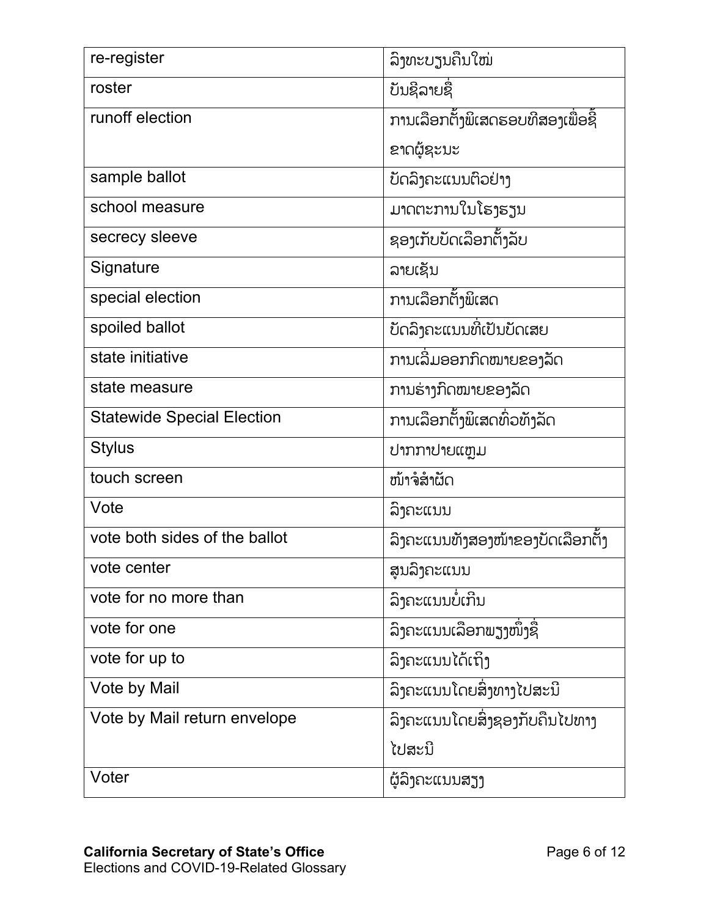| re-register | ລົງທະບຽນຄືນໃໝ່ |
| --- | --- |
| roster | ບັນຊີລາຍຊື່ |
| runoff election | ການເລືອກຕັ້ງພິເສດຮອບທີສອງເພື່ອຊີ້ຂາດຜູ້ຊະນະ |
| sample ballot | ບັດລົງຄະແນນຕົວຢ່າງ |
| school measure | ມາດຕະການໃນໂຮງຮຽນ |
| secrecy sleeve | ຊອງເກັບບັດເລືອກຕັ້ງລັບ |
| Signature | ລາຍເຊັນ |
| special election | ການເລືອກຕັ້ງພິເສດ |
| spoiled ballot | ບັດລົງຄະແນນທີ່ເປັນບັດເສຍ |
| state initiative | ການເລີ່ມອອກກົດໝາຍຂອງລັດ |
| state measure | ການຮ່າງກົດໝາຍຂອງລັດ |
| Statewide Special Election | ການເລືອກຕັ້ງພິເສດທົ່ວທັງລັດ |
| Stylus | ປາກກາປາຍແຫຼມ |
| touch screen | ໜ້າຈໍສຳຜັດ |
| Vote | ລົງຄະແນນ |
| vote both sides of the ballot | ລົງຄະແນນທັງສອງໜ້າຂອງບັດເລືອກຕັ້ງ |
| vote center | ສູນລົງຄະແນນ |
| vote for no more than | ລົງຄະແນນບໍ່ເກີນ |
| vote for one | ລົງຄະແນນເລືອກພຽງໜຶ່ງຊື່ |
| vote for up to | ລົງຄະແນນໄດ້ເຖິງ |
| Vote by Mail | ລົງຄະແນນໂດຍສົ່ງທາງໄປສະນີ |
| Vote by Mail return envelope | ລົງຄະແນນໂດຍສົ່ງຊອງກັບຄືນໄປທາງໄປສະນີ |
| Voter | ຜູ້ລົງຄະແນນສຽງ |

**California Secretary of State's Office**
Elections and COVID-19-Related Glossary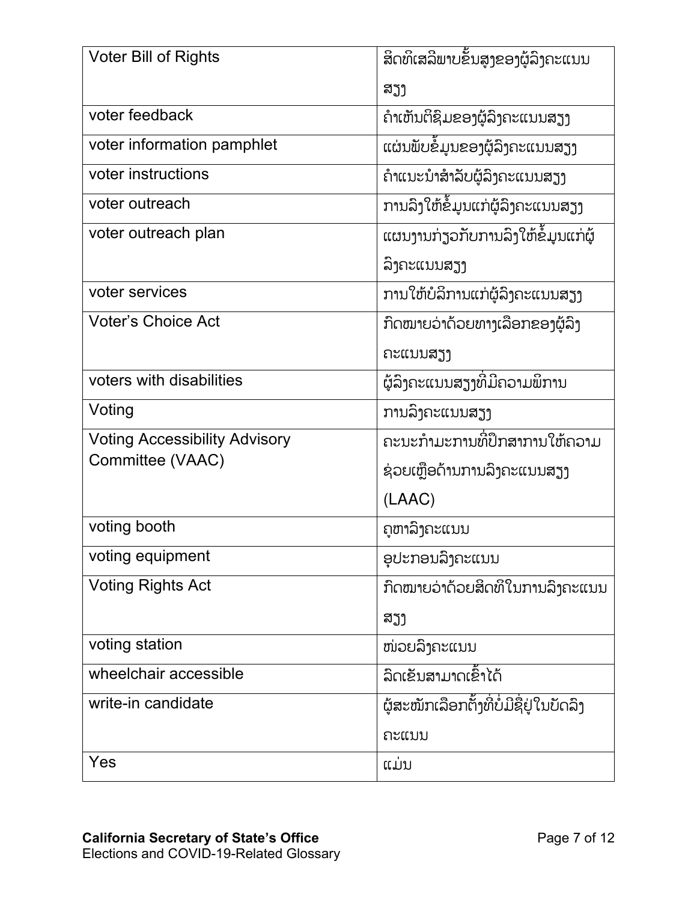| Voter Bill of Rights | ສິດທິເສລີພາບຂັ້ນສູງຂອງຜູ້ລົງຄະແນນສຽງ |
|---|---|
| voter feedback | ຄຳເຫັນຕິຊົມຂອງຜູ້ລົງຄະແນນສຽງ |
| voter information pamphlet | ແຜ່ນພັບຂໍ້ມູນຂອງຜູ້ລົງຄະແນນສຽງ |
| voter instructions | ຄຳແນະນຳສຳລັບຜູ້ລົງຄະແນນສຽງ |
| voter outreach | ການລົງໃຫ້ຂໍ້ມູນແກ່ຜູ້ລົງຄະແນນສຽງ |
| voter outreach plan | ແຜນງານກ່ຽວກັບການລົງໃຫ້ຂໍ້ມູນແກ່ຜູ້ລົງຄະແນນສຽງ |
| voter services | ການໃຫ້ບໍລິການແກ່ຜູ້ລົງຄະແນນສຽງ |
| Voter's Choice Act | ກົດໝາຍວ່າດ້ວຍທາງເລືອກຂອງຜູ້ລົງຄະແນນສຽງ |
| voters with disabilities | ຜູ້ລົງຄະແນນສຽງທີ່ມີຄວາມພິການ |
| Voting | ການລົງຄະແນນສຽງ |
| Voting Accessibility Advisory Committee (VAAC) | ຄະນະກຳມະການທີ່ປຶກສາການໃຫ້ຄວາມຊ່ວຍເຫຼືອດ້ານການລົງຄະແນນສຽງ (LAAC) |
| voting booth | ຄູຫາລົງຄະແນນ |
| voting equipment | ອຸປະກອນລົງຄະແນນ |
| Voting Rights Act | ກົດໝາຍວ່າດ້ວຍສິດທິໃນການລົງຄະແນນສຽງ |
| voting station | ໜ່ວຍລົງຄະແນນ |
| wheelchair accessible | ລົດເຂັນສາມາດເຂົ້າໄດ້ |
| write-in candidate | ຜູ້ສະໝັກເລືອກຕັ້ງທີ່ບໍ່ມີຊື່ຢູ່ໃນບັດລົງຄະແນນ |
| Yes | ແມ່ນ |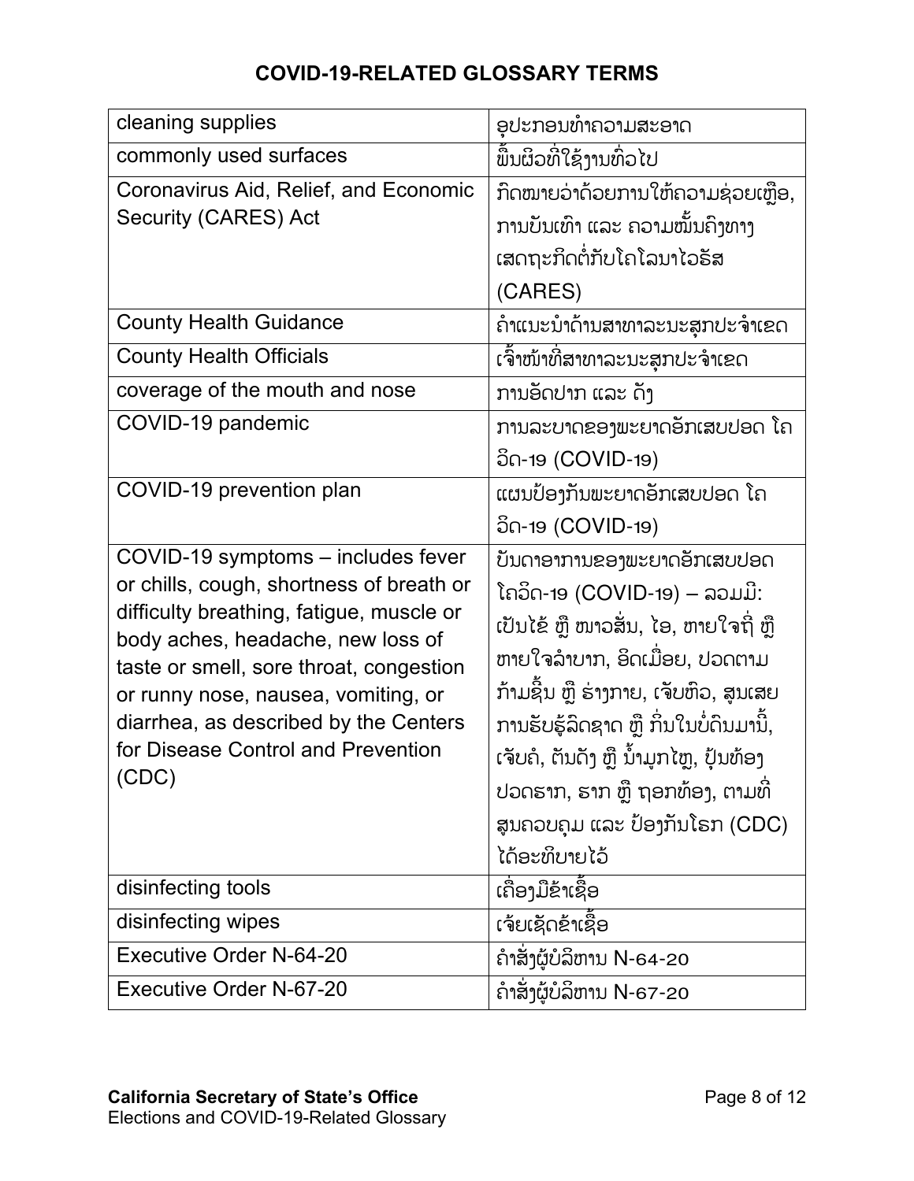# COVID-19-RELATED GLOSSARY TERMS

| | |
|---|---|
| cleaning supplies | ອຸປະກອນທຳຄວາມສະອາດ |
| commonly used surfaces | ພື້ນຜິວທີ່ໃຊ້ງານທົ່ວໄປ |
| Coronavirus Aid, Relief, and Economic Security (CARES) Act | ກົດໝາຍວ່າດ້ວຍການໃຫ້ຄວາມຊ່ວຍເຫຼືອ, ການບັນເທົາ ແລະ ຄວາມໝັ້ນຄົງທາງເສດຖະກິດຕໍ່ກັບໂຄໂລນາໄວຣັສ (CARES) |
| County Health Guidance | ຄຳແນະນຳດ້ານສາທາລະນະສຸກປະຈຳເຂດ |
| County Health Officials | ເຈົ້າໜ້າທີ່ສາທາລະນະສຸກປະຈຳເຂດ |
| coverage of the mouth and nose | ການອັດປາກ ແລະ ດັງ |
| COVID-19 pandemic | ການລະບາດຂອງພະຍາດອັກເສບປອດ ໂຄວິດ-19 (COVID-19) |
| COVID-19 prevention plan | ແຜນປ້ອງກັນພະຍາດອັກເສບປອດ ໂຄວິດ-19 (COVID-19) |
| COVID-19 symptoms – includes fever or chills, cough, shortness of breath or difficulty breathing, fatigue, muscle or body aches, headache, new loss of taste or smell, sore throat, congestion or runny nose, nausea, vomiting, or diarrhea, as described by the Centers for Disease Control and Prevention (CDC) | ບັນດາອາການຂອງພະຍາດອັກເສບປອດ ໂຄວິດ-19 (COVID-19) – ລວມມີ: ເປັນໄຂ້ ຫຼື ໜາວສັ່ນ, ໄອ, ຫາຍໃຈຖີ່ ຫຼື ຫາຍໃຈລຳບາກ, ອິດເມື່ອຍ, ປວດຕາມກ້າມຊີ້ນ ຫຼື ຮ່າງກາຍ, ເຈັບຫົວ, ສູນເສຍການຮັບຮູ້ລົດຊາດ ຫຼື ກິ່ນໃນບໍ່ດົນມານີ້, ເຈັບຄໍ, ຕັນດັງ ຫຼື ນ້ຳມູກໄຫຼ, ປຸ້ນທ້ອງ ປວດຮາກ, ຮາກ ຫຼື ຖອກທ້ອງ, ຕາມທີ່ ສູນຄວບຄຸມ ແລະ ປ້ອງກັນໂຣກ (CDC) ໄດ້ອະທິບາຍໄວ້ |
| disinfecting tools | ເຄື່ອງມືຂ້າເຊື້ອ |
| disinfecting wipes | ເຈ້ຍເຊັດຂ້າເຊື້ອ |
| Executive Order N-64-20 | ຄຳສັ່ງຜູ້ບໍລິຫານ N-64-20 |
| Executive Order N-67-20 | ຄຳສັ່ງຜູ້ບໍລິຫານ N-67-20 |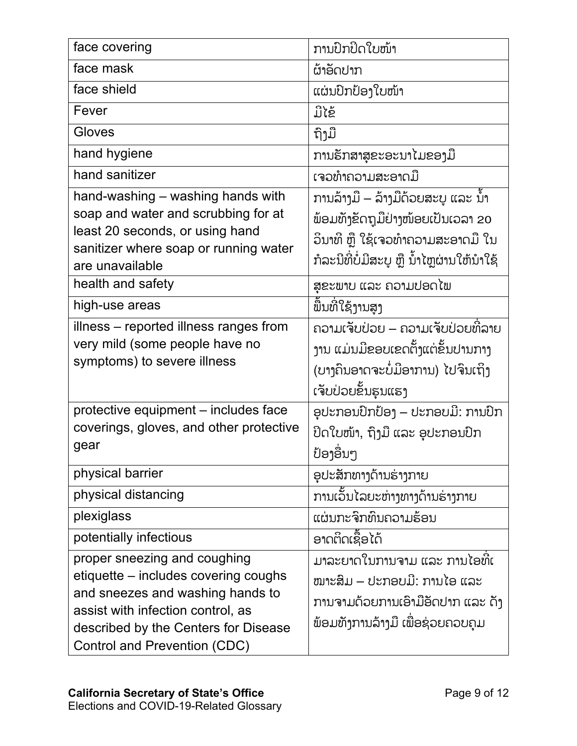| face covering | ການປົກປິດໃບໜ້າ |
|---|---|
| face mask | ຜ້າອັດປາກ |
| face shield | ແຜ່ນປົກປ້ອງໃບໜ້າ |
| Fever | ມີໄຂ້ |
| Gloves | ຖົງມື |
| hand hygiene | ການຮັກສາສຸຂະອະນາໄມຂອງມື |
| hand sanitizer | ເຈວທຳຄວາມສະອາດມື |
| hand-washing – washing hands with soap and water and scrubbing for at least 20 seconds, or using hand sanitizer where soap or running water are unavailable | ການລ້າງມື – ລ້າງມືດ້ວຍສະບູ ແລະ ນ້ຳ ພ້ອມທັງຂັດຖູມືຢ່າງໜ້ອຍເປັນເວລາ 20 ວິນາທີ ຫຼື ໃຊ້ເຈວທຳຄວາມສະອາດມື ໃນກໍລະນີທີ່ບໍ່ມີສະບູ ຫຼື ນ້ຳໄຫຼຜ່ານໃຫ້ນຳໃຊ້ |
| health and safety | ສຸຂະພາບ ແລະ ຄວາມປອດໄພ |
| high-use areas | ພື້ນທີ່ໃຊ້ງານສູງ |
| illness – reported illness ranges from very mild (some people have no symptoms) to severe illness | ຄວາມເຈັບປ່ວຍ – ຄວາມເຈັບປ່ວຍທີ່ລາຍງານ ແມ່ນມີຂອບເຂດຕັ້ງແຕ່ຂັ້ນປານກາງ (ບາງຄົນອາດຈະບໍ່ມີອາການ) ໄປຈົນເຖິງເຈັບປ່ວຍຂັ້ນຮຸນແຮງ |
| protective equipment – includes face coverings, gloves, and other protective gear | ອຸປະກອນປົກປ້ອງ – ປະກອບມີ: ການປົກປິດໃບໜ້າ, ຖົງມື ແລະ ອຸປະກອນປົກປ້ອງອື່ນໆ |
| physical barrier | ອຸປະສັກທາງດ້ານຮ່າງກາຍ |
| physical distancing | ການເວັ້ນໄລຍະຫ່າງທາງດ້ານຮ່າງກາຍ |
| plexiglass | ແຜ່ນກະຈົກທົນຄວາມຮ້ອນ |
| potentially infectious | ອາດຕິດເຊື້ອໄດ້ |
| proper sneezing and coughing etiquette – includes covering coughs and sneezes and washing hands to assist with infection control, as described by the Centers for Disease Control and Prevention (CDC) | ມາລະຍາດໃນການຈາມ ແລະ ການໄອທີ່ເໝາະສົມ – ປະກອບມີ: ການໄອ ແລະ ການຈາມດ້ວຍການເອົາມືອັດປາກ ແລະ ດັງ ພ້ອມທັງການລ້າງມື ເພື່ອຊ່ວຍຄວບຄຸມ |

**California Secretary of State's Office**
Elections and COVID-19-Related Glossary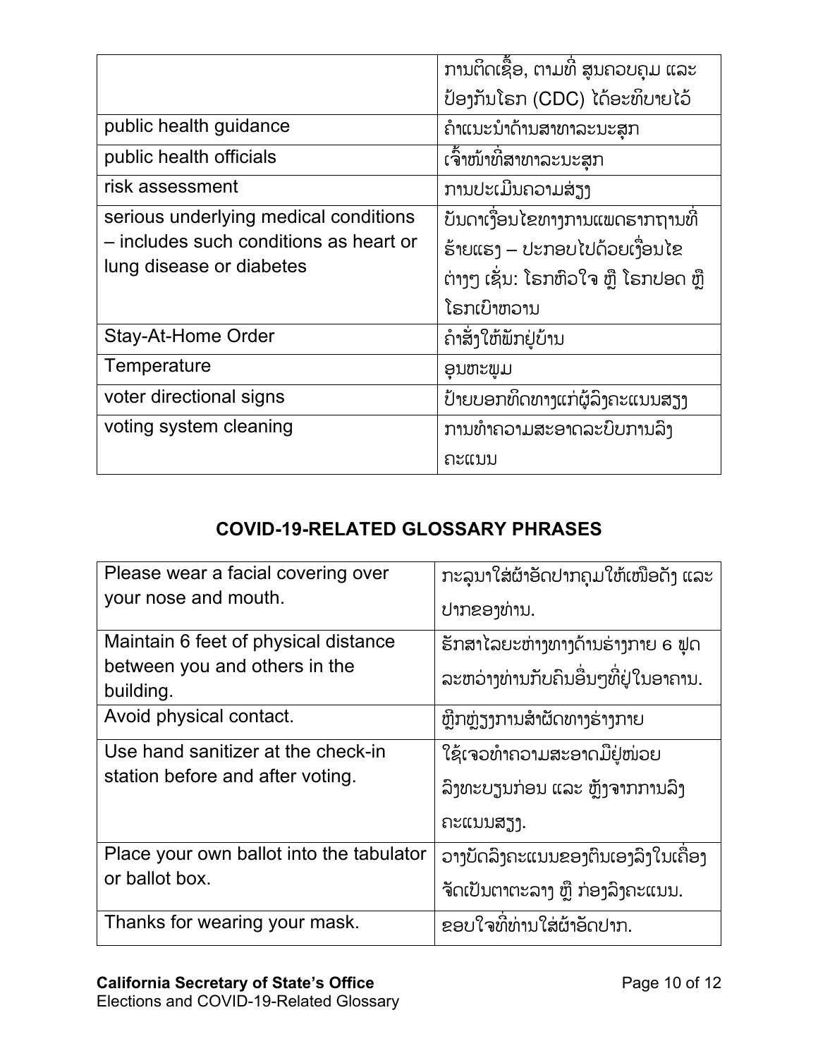| | |
|---|---|
| | ການຕິດເຊື້ອ, ຕາມທີ່ ສູນຄວບຄຸມ ແລະ ປ້ອງກັນໂຣກ (CDC) ໄດ້ອະທິບາຍໄວ້ |
| public health guidance | ຄໍາແນະນໍາດ້ານສາທາລະນະສຸກ |
| public health officials | ເຈົ້າໜ້າທີ່ສາທາລະນະສຸກ |
| risk assessment | ການປະເມີນຄວາມສ່ຽງ |
| serious underlying medical conditions – includes such conditions as heart or lung disease or diabetes | ບັນດາເງື່ອນໄຂທາງການແພດຮາກຖານທີ່ຮ້າຍແຮງ – ປະກອບໄປດ້ວຍເງື່ອນໄຂຕ່າງໆ ເຊັ່ນ: ໂຣກຫົວໃຈ ຫຼື ໂຣກປອດ ຫຼື ໂຣກເບົາຫວານ |
| Stay-At-Home Order | ຄໍາສັ່ງໃຫ້ພັກຢູ່ບ້ານ |
| Temperature | ອຸນຫະພູມ |
| voter directional signs | ປ້າຍບອກທິດທາງແກ່ຜູ້ລົງຄະແນນສຽງ |
| voting system cleaning | ການທໍາຄວາມສະອາດລະບົບການລົງຄະແນນ |

## COVID-19-RELATED GLOSSARY PHRASES

| | |
|---|---|
| Please wear a facial covering over your nose and mouth. | ກະລຸນາໃສ່ຜ້າອັດປາກຄຸມໃຫ້ເໜືອດັງ ແລະ ປາກຂອງທ່ານ. |
| Maintain 6 feet of physical distance between you and others in the building. | ຮັກສາໄລຍະຫ່າງທາງດ້ານຮ່າງກາຍ 6 ຟຸດ ລະຫວ່າງທ່ານກັບຄົນອື່ນໆທີ່ຢູ່ໃນອາຄານ. |
| Avoid physical contact. | ຫຼີກຫຼ່ຽງການສໍາຜັດທາງຮ່າງກາຍ |
| Use hand sanitizer at the check-in station before and after voting. | ໃຊ້ເຈວທໍາຄວາມສະອາດມືຢູ່ໜ່ວຍລົງທະບຽນກ່ອນ ແລະ ຫຼັງຈາກການລົງຄະແນນສຽງ. |
| Place your own ballot into the tabulator or ballot box. | ວາງບັດລົງຄະແນນຂອງຕົນເອງລົງໃນເຄື່ອງຈັດເປັນຕາຕະລາງ ຫຼື ກ່ອງລົງຄະແນນ. |
| Thanks for wearing your mask. | ຂອບໃຈທີ່ທ່ານໃສ່ຜ້າອັດປາກ. |

**California Secretary of State's Office**
Elections and COVID-19-Related Glossary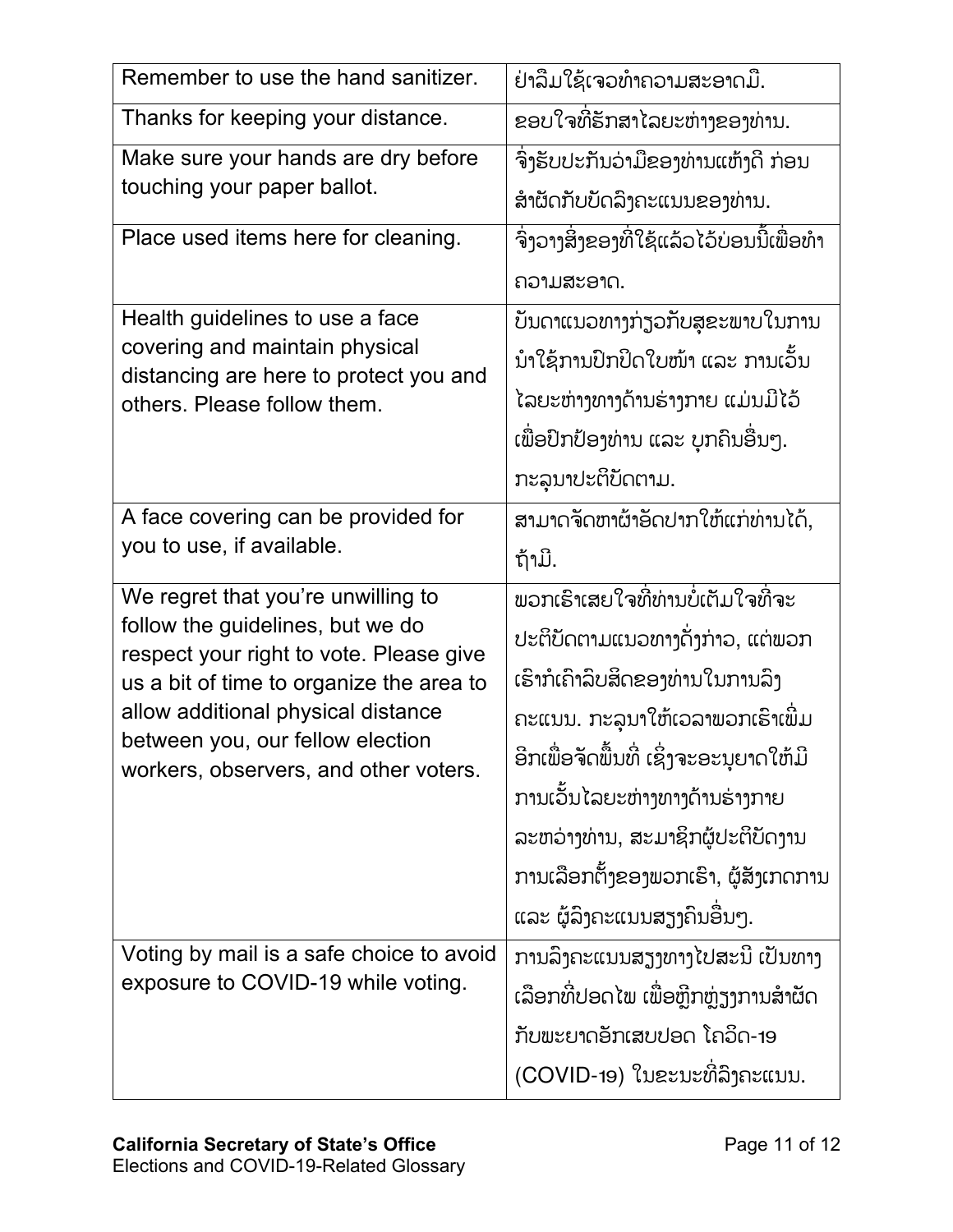| Remember to use the hand sanitizer. | ຢ່າລືມໃຊ້ເຈວທຳຄວາມສະອາດມື. |
|---|---|
| Thanks for keeping your distance. | ຂອບໃຈທີ່ຮັກສາໄລຍະຫ່າງຂອງທ່ານ. |
| Make sure your hands are dry before touching your paper ballot. | ຈົ່ງຮັບປະກັນວ່າມືຂອງທ່ານແຫ້ງດີ ກ່ອນສຳຜັດກັບບັດລົງຄະແນນຂອງທ່ານ. |
| Place used items here for cleaning. | ຈົ່ງວາງສິ່ງຂອງທີ່ໃຊ້ແລ້ວໄວ້ບ່ອນນີ້ເພື່ອທຳຄວາມສະອາດ. |
| Health guidelines to use a face covering and maintain physical distancing are here to protect you and others. Please follow them. | ບັນດາແນວທາງກ່ຽວກັບສຸຂະພາບໃນການນຳໃຊ້ການປົກປິດໃບໜ້າ ແລະ ການເວັ້ນໄລຍະຫ່າງທາງດ້ານຮ່າງກາຍ ແມ່ນມີໄວ້ເພື່ອປົກປ້ອງທ່ານ ແລະ ບຸກຄົນອື່ນໆ. ກະລຸນາປະຕິບັດຕາມ. |
| A face covering can be provided for you to use, if available. | ສາມາດຈັດຫາຜ້າອັດປາກໃຫ້ແກ່ທ່ານໄດ້, ຖ້າມີ. |
| We regret that you're unwilling to follow the guidelines, but we do respect your right to vote. Please give us a bit of time to organize the area to allow additional physical distance between you, our fellow election workers, observers, and other voters. | ພວກເຮົາເສຍໃຈທີ່ທ່ານບໍ່ເຕັມໃຈທີ່ຈະປະຕິບັດຕາມແນວທາງດັ່ງກ່າວ, ແຕ່ພວກເຮົາກໍເຄົາລົບສິດຂອງທ່ານໃນການລົງຄະແນນ. ກະລຸນາໃຫ້ເວລາພວກເຮົາເພີ່ມອີກເພື່ອຈັດພື້ນທີ່ ເຊິ່ງຈະອະນຸຍາດໃຫ້ມີການເວັ້ນໄລຍະຫ່າງທາງດ້ານຮ່າງກາຍລະຫວ່າງທ່ານ, ສະມາຊິກຜູ້ປະຕິບັດງານການເລືອກຕັ້ງຂອງພວກເຮົາ, ຜູ້ສັງເກດການ ແລະ ຜູ້ລົງຄະແນນສຽງຄົນອື່ນໆ. |
| Voting by mail is a safe choice to avoid exposure to COVID-19 while voting. | ການລົງຄະແນນສຽງທາງໄປສະນີ ເປັນທາງເລືອກທີ່ປອດໄພ ເພື່ອຫຼີກຫຼ່ຽງການສຳຜັດກັບພະຍາດອັກເສບປອດ ໂຄວິດ-19 (COVID-19) ໃນຂະນະທີ່ລົງຄະແນນ. |

**California Secretary of State's Office**
Elections and COVID-19-Related Glossary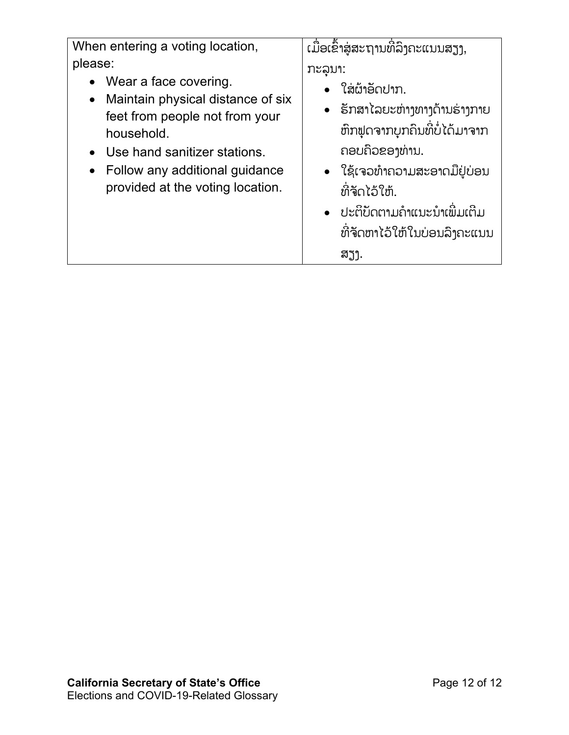| | |
|---|---|
| When entering a voting location, please:<br>• Wear a face covering.<br>• Maintain physical distance of six feet from people not from your household.<br>• Use hand sanitizer stations.<br>• Follow any additional guidance provided at the voting location. | ເມື່ອເຂົ້າສູ່ສະຖານທີ່ລົງຄະແນນສຽງ, ກະລຸນາ:<br>• ໃສ່ຜ້າອັດປາກ.<br>• ຮັກສາໄລຍະຫ່າງທາງດ້ານຮ່າງກາຍ ຫົກຟຸດຈາກບຸກຄົນທີ່ບໍ່ໄດ້ມາຈາກ ຄອບຄົວຂອງທ່ານ.<br>• ໃຊ້ເຈວທຳຄວາມສະອາດມືຢູ່ບ່ອນ ທີ່ຈັດໄວ້ໃຫ້.<br>• ປະຕິບັດຕາມຄຳແນະນຳເພີ່ມເຕີມ ທີ່ຈັດຫາໄວ້ໃຫ້ໃນບ່ອນລົງຄະແນນ ສຽງ. |

**California Secretary of State's Office**
Elections and COVID-19-Related Glossary